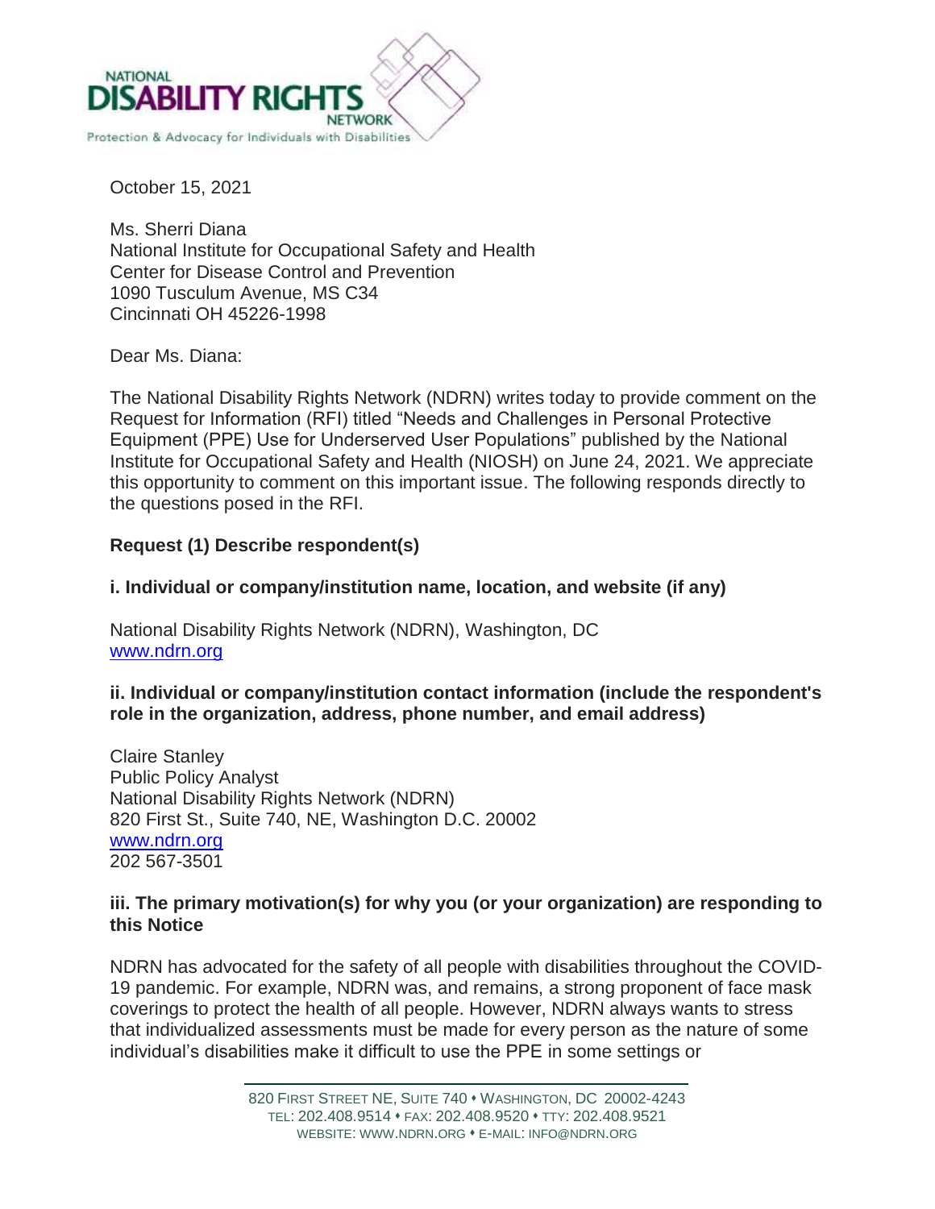NATIONAL
DISABILITY RIGHTS
NETWORK
Protection & Advocacy for Individuals with Disabilities

October 15, 2021

Ms. Sherri Diana
National Institute for Occupational Safety and Health
Center for Disease Control and Prevention
1090 Tusculum Avenue, MS C34
Cincinnati OH 45226-1998

Dear Ms. Diana:

The National Disability Rights Network (NDRN) writes today to provide comment on the Request for Information (RFI) titled "Needs and Challenges in Personal Protective Equipment (PPE) Use for Underserved User Populations" published by the National Institute for Occupational Safety and Health (NIOSH) on June 24, 2021. We appreciate this opportunity to comment on this important issue. The following responds directly to the questions posed in the RFI.

**Request (1) Describe respondent(s)**

**i. Individual or company/institution name, location, and website (if any)**

National Disability Rights Network (NDRN), Washington, DC
www.ndrn.org

**ii. Individual or company/institution contact information (include the respondent's role in the organization, address, phone number, and email address)**

Claire Stanley
Public Policy Analyst
National Disability Rights Network (NDRN)
820 First St., Suite 740, NE, Washington D.C. 20002
www.ndrn.org
202 567-3501

**iii. The primary motivation(s) for why you (or your organization) are responding to this Notice**

NDRN has advocated for the safety of all people with disabilities throughout the COVID-19 pandemic. For example, NDRN was, and remains, a strong proponent of face mask coverings to protect the health of all people. However, NDRN always wants to stress that individualized assessments must be made for every person as the nature of some individual's disabilities make it difficult to use the PPE in some settings or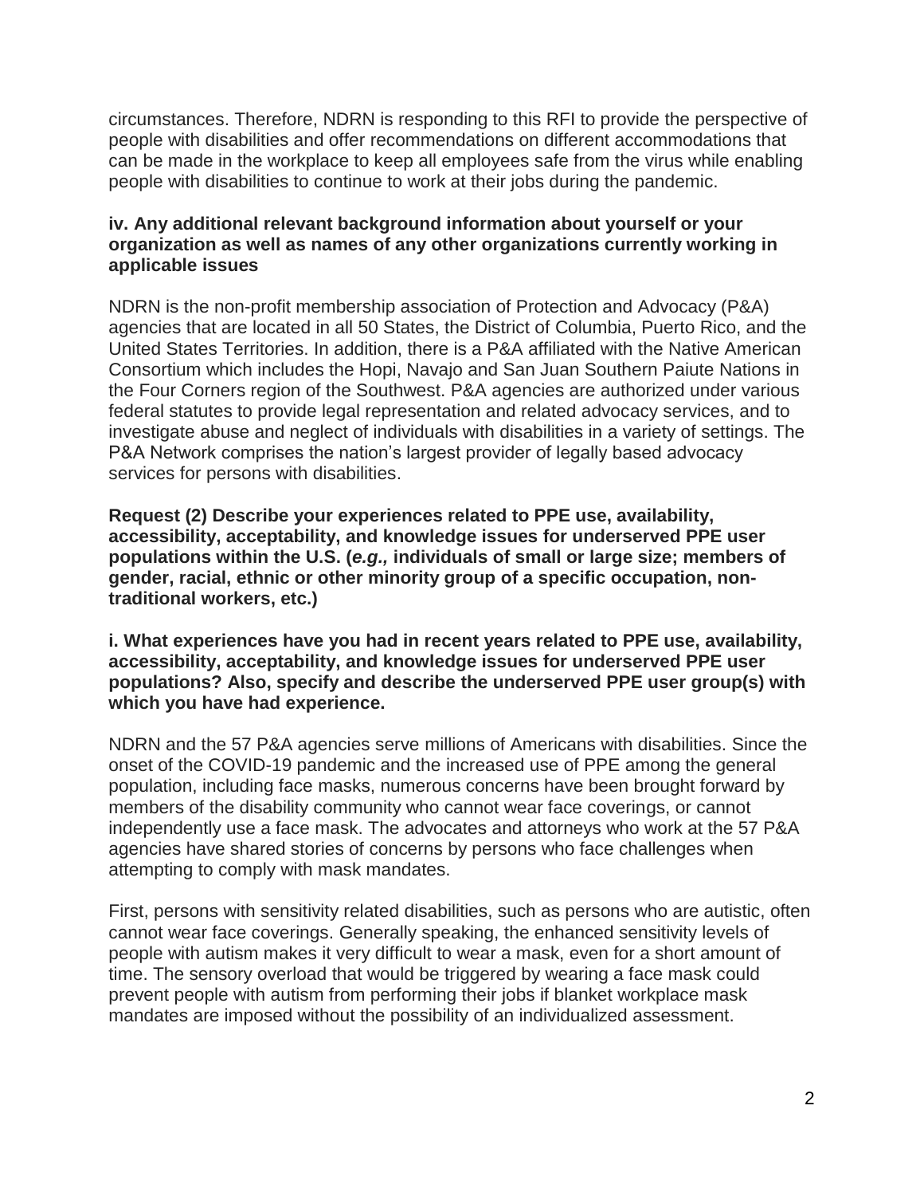circumstances. Therefore, NDRN is responding to this RFI to provide the perspective of people with disabilities and offer recommendations on different accommodations that can be made in the workplace to keep all employees safe from the virus while enabling people with disabilities to continue to work at their jobs during the pandemic.

**iv. Any additional relevant background information about yourself or your organization as well as names of any other organizations currently working in applicable issues**

NDRN is the non-profit membership association of Protection and Advocacy (P&A) agencies that are located in all 50 States, the District of Columbia, Puerto Rico, and the United States Territories. In addition, there is a P&A affiliated with the Native American Consortium which includes the Hopi, Navajo and San Juan Southern Paiute Nations in the Four Corners region of the Southwest. P&A agencies are authorized under various federal statutes to provide legal representation and related advocacy services, and to investigate abuse and neglect of individuals with disabilities in a variety of settings. The P&A Network comprises the nation's largest provider of legally based advocacy services for persons with disabilities.

**Request (2) Describe your experiences related to PPE use, availability, accessibility, acceptability, and knowledge issues for underserved PPE user populations within the U.S. (*e.g.,* individuals of small or large size; members of gender, racial, ethnic or other minority group of a specific occupation, non-traditional workers, etc.)**

**i. What experiences have you had in recent years related to PPE use, availability, accessibility, acceptability, and knowledge issues for underserved PPE user populations? Also, specify and describe the underserved PPE user group(s) with which you have had experience.**

NDRN and the 57 P&A agencies serve millions of Americans with disabilities. Since the onset of the COVID-19 pandemic and the increased use of PPE among the general population, including face masks, numerous concerns have been brought forward by members of the disability community who cannot wear face coverings, or cannot independently use a face mask. The advocates and attorneys who work at the 57 P&A agencies have shared stories of concerns by persons who face challenges when attempting to comply with mask mandates.

First, persons with sensitivity related disabilities, such as persons who are autistic, often cannot wear face coverings. Generally speaking, the enhanced sensitivity levels of people with autism makes it very difficult to wear a mask, even for a short amount of time. The sensory overload that would be triggered by wearing a face mask could prevent people with autism from performing their jobs if blanket workplace mask mandates are imposed without the possibility of an individualized assessment.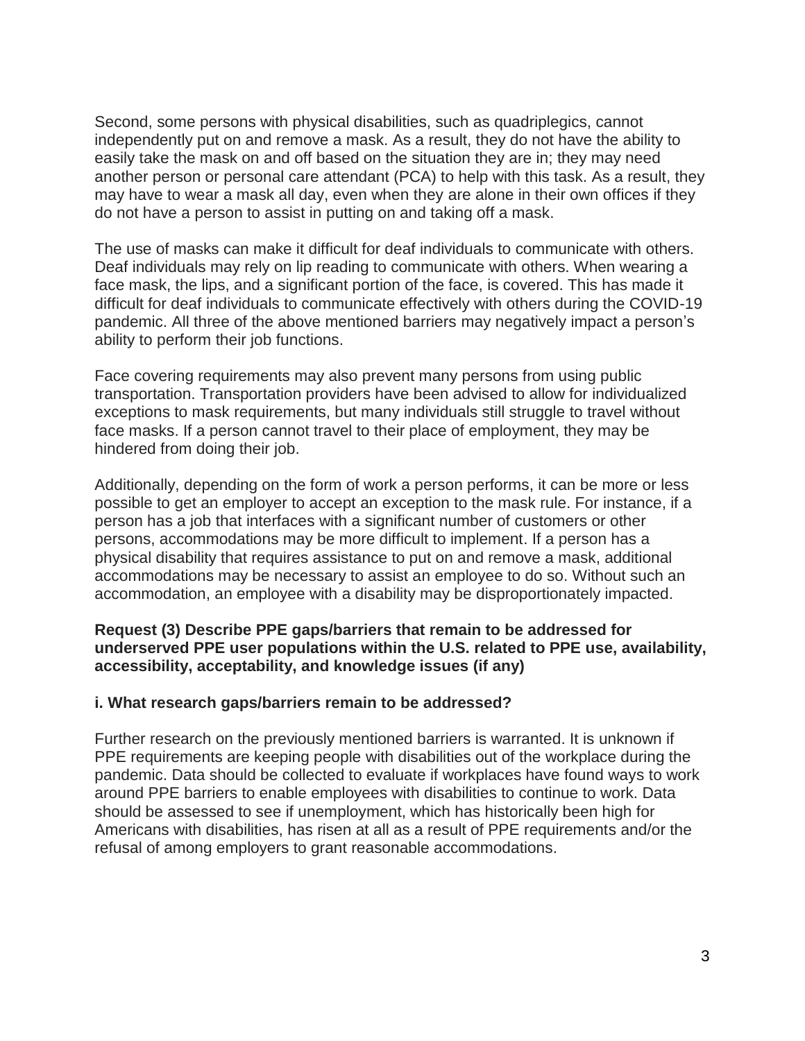Second, some persons with physical disabilities, such as quadriplegics, cannot independently put on and remove a mask. As a result, they do not have the ability to easily take the mask on and off based on the situation they are in; they may need another person or personal care attendant (PCA) to help with this task. As a result, they may have to wear a mask all day, even when they are alone in their own offices if they do not have a person to assist in putting on and taking off a mask.

The use of masks can make it difficult for deaf individuals to communicate with others. Deaf individuals may rely on lip reading to communicate with others. When wearing a face mask, the lips, and a significant portion of the face, is covered. This has made it difficult for deaf individuals to communicate effectively with others during the COVID-19 pandemic. All three of the above mentioned barriers may negatively impact a person's ability to perform their job functions.

Face covering requirements may also prevent many persons from using public transportation. Transportation providers have been advised to allow for individualized exceptions to mask requirements, but many individuals still struggle to travel without face masks. If a person cannot travel to their place of employment, they may be hindered from doing their job.

Additionally, depending on the form of work a person performs, it can be more or less possible to get an employer to accept an exception to the mask rule. For instance, if a person has a job that interfaces with a significant number of customers or other persons, accommodations may be more difficult to implement. If a person has a physical disability that requires assistance to put on and remove a mask, additional accommodations may be necessary to assist an employee to do so. Without such an accommodation, an employee with a disability may be disproportionately impacted.

**Request (3) Describe PPE gaps/barriers that remain to be addressed for underserved PPE user populations within the U.S. related to PPE use, availability, accessibility, acceptability, and knowledge issues (if any)**

**i. What research gaps/barriers remain to be addressed?**

Further research on the previously mentioned barriers is warranted. It is unknown if PPE requirements are keeping people with disabilities out of the workplace during the pandemic. Data should be collected to evaluate if workplaces have found ways to work around PPE barriers to enable employees with disabilities to continue to work. Data should be assessed to see if unemployment, which has historically been high for Americans with disabilities, has risen at all as a result of PPE requirements and/or the refusal of among employers to grant reasonable accommodations.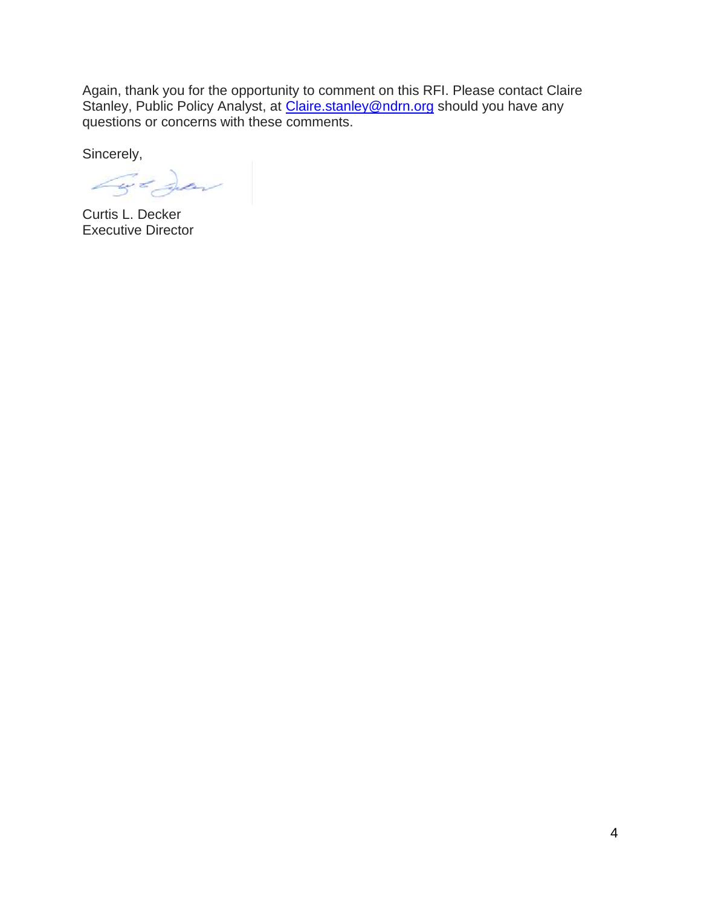Again, thank you for the opportunity to comment on this RFI. Please contact Claire Stanley, Public Policy Analyst, at [Claire.stanley@ndrn.org](mailto:Claire.stanley@ndrn.org) should you have any questions or concerns with these comments.

Sincerely,

Curtis L. Decker
Executive Director